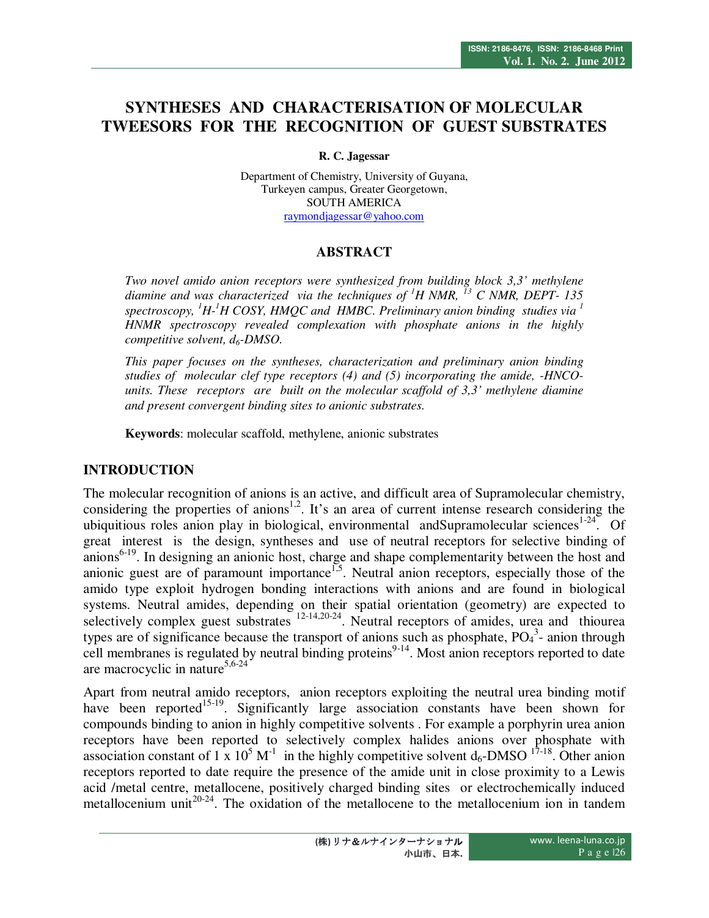# SYNTHESES AND CHARACTERISATION OF MOLECULAR TWEESORS FOR THE RECOGNITION OF GUEST SUBSTRATES

**R. C. Jagessar**

Department of Chemistry, University of Guyana,
Turkeyen campus, Greater Georgetown,
SOUTH AMERICA
raymondjagessar@yahoo.com

## ABSTRACT

*Two novel amido anion receptors were synthesized from building block 3,3' methylene diamine and was characterized via the techniques of $^1H$ NMR, $^{13}$ C NMR, DEPT- 135 spectroscopy, $^1H$-$^1H$ COSY, HMQC and HMBC. Preliminary anion binding studies via $^1$ HNMR spectroscopy revealed complexation with phosphate anions in the highly competitive solvent, $d_6$-DMSO.*

*This paper focuses on the syntheses, characterization and preliminary anion binding studies of molecular clef type receptors (4) and (5) incorporating the amide, -HNCO- units. These receptors are built on the molecular scaffold of 3,3' methylene diamine and present convergent binding sites to anionic substrates.*

**Keywords**: molecular scaffold, methylene, anionic substrates

## INTRODUCTION

The molecular recognition of anions is an active, and difficult area of Supramolecular chemistry, considering the properties of anions[1,2]. It's an area of current intense research considering the ubiquitious roles anion play in biological, environmental andSupramolecular sciences[1-24]. Of great interest is the design, syntheses and use of neutral receptors for selective binding of anions[6-19]. In designing an anionic host, charge and shape complementarity between the host and anionic guest are of paramount importance[1,5]. Neutral anion receptors, especially those of the amido type exploit hydrogen bonding interactions with anions and are found in biological systems. Neutral amides, depending on their spatial orientation (geometry) are expected to selectively complex guest substrates [12-14,20-24]. Neutral receptors of amides, urea and thiourea types are of significance because the transport of anions such as phosphate, $PO_4^{3-}$ anion through cell membranes is regulated by neutral binding proteins[9-14]. Most anion receptors reported to date are macrocyclic in nature[5,6-24]

Apart from neutral amido receptors, anion receptors exploiting the neutral urea binding motif have been reported[15-19]. Significantly large association constants have been shown for compounds binding to anion in highly competitive solvents . For example a porphyrin urea anion receptors have been reported to selectively complex halides anions over phosphate with association constant of 1 x $10^5$ $M^{-1}$ in the highly competitive solvent $d_6$-DMSO [17-18]. Other anion receptors reported to date require the presence of the amide unit in close proximity to a Lewis acid /metal centre, metallocene, positively charged binding sites or electrochemically induced metallocenium unit[20-24]. The oxidation of the metallocene to the metallocenium ion in tandem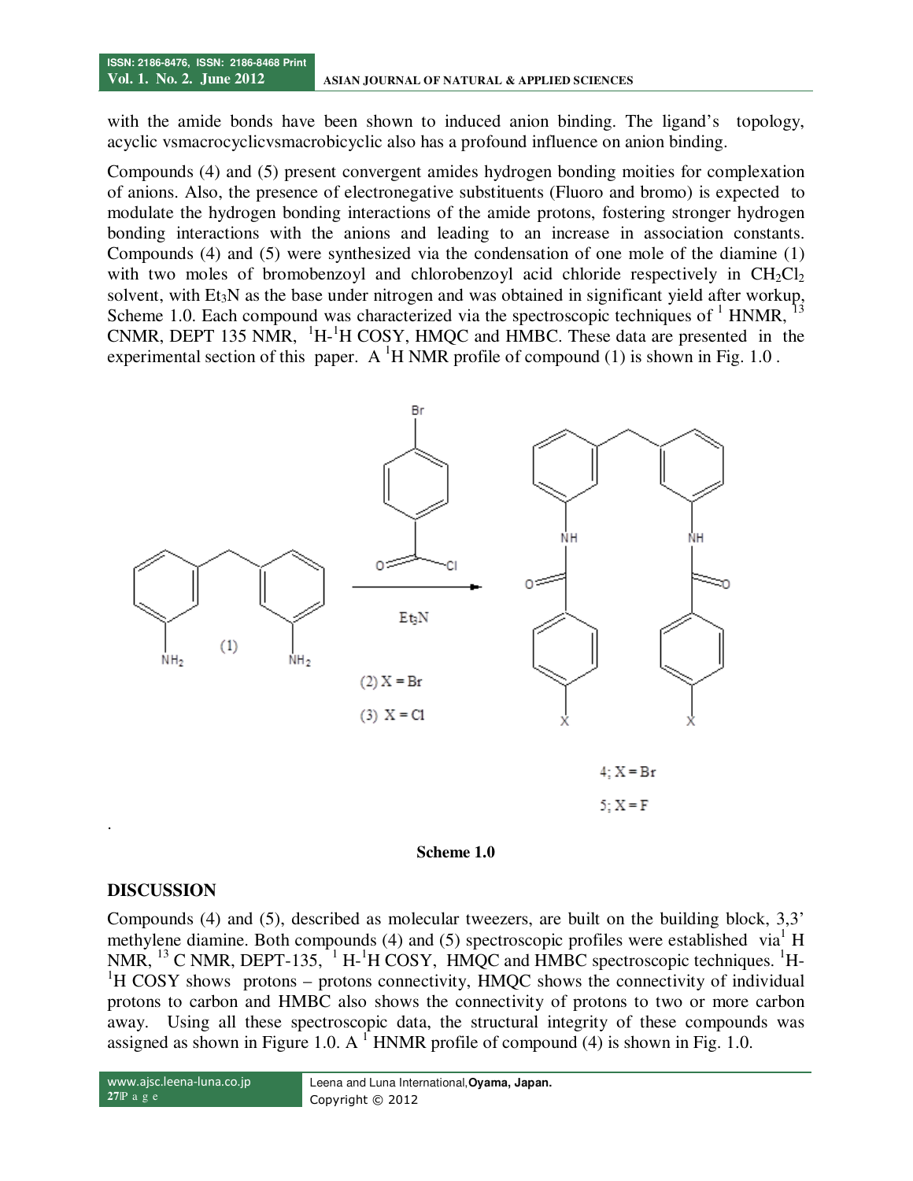with the amide bonds have been shown to induced anion binding. The ligand's topology, acyclic vsmacrocyclicvsmacrobicyclic also has a profound influence on anion binding.

Compounds (4) and (5) present convergent amides hydrogen bonding moities for complexation of anions. Also, the presence of electronegative substituents (Fluoro and bromo) is expected to modulate the hydrogen bonding interactions of the amide protons, fostering stronger hydrogen bonding interactions with the anions and leading to an increase in association constants. Compounds (4) and (5) were synthesized via the condensation of one mole of the diamine (1) with two moles of bromobenzoyl and chlorobenzoyl acid chloride respectively in $CH_2Cl_2$ solvent, with $Et_3N$ as the base under nitrogen and was obtained in significant yield after workup, Scheme 1.0. Each compound was characterized via the spectroscopic techniques of $^{1}$ HNMR, $^{13}$ CNMR, DEPT 135 NMR, $^{1}$H-$^{1}$H COSY, HMQC and HMBC. These data are presented in the experimental section of this paper. A $^{1}$H NMR profile of compound (1) is shown in Fig. 1.0 .

(1)

$Et_3N$

(2) X = Br

(3) X = Cl

4; X = Br

5; X = F

.

**Scheme 1.0**

## DISCUSSION

Compounds (4) and (5), described as molecular tweezers, are built on the building block, 3,3' methylene diamine. Both compounds (4) and (5) spectroscopic profiles were established via$^{1}$ H NMR, $^{13}$ C NMR, DEPT-135, $^{1}$ H-$^{1}$H COSY, HMQC and HMBC spectroscopic techniques. $^{1}$H-$^{1}$H COSY shows protons – protons connectivity, HMQC shows the connectivity of individual protons to carbon and HMBC also shows the connectivity of protons to two or more carbon away. Using all these spectroscopic data, the structural integrity of these compounds was assigned as shown in Figure 1.0. A $^{1}$ HNMR profile of compound (4) is shown in Fig. 1.0.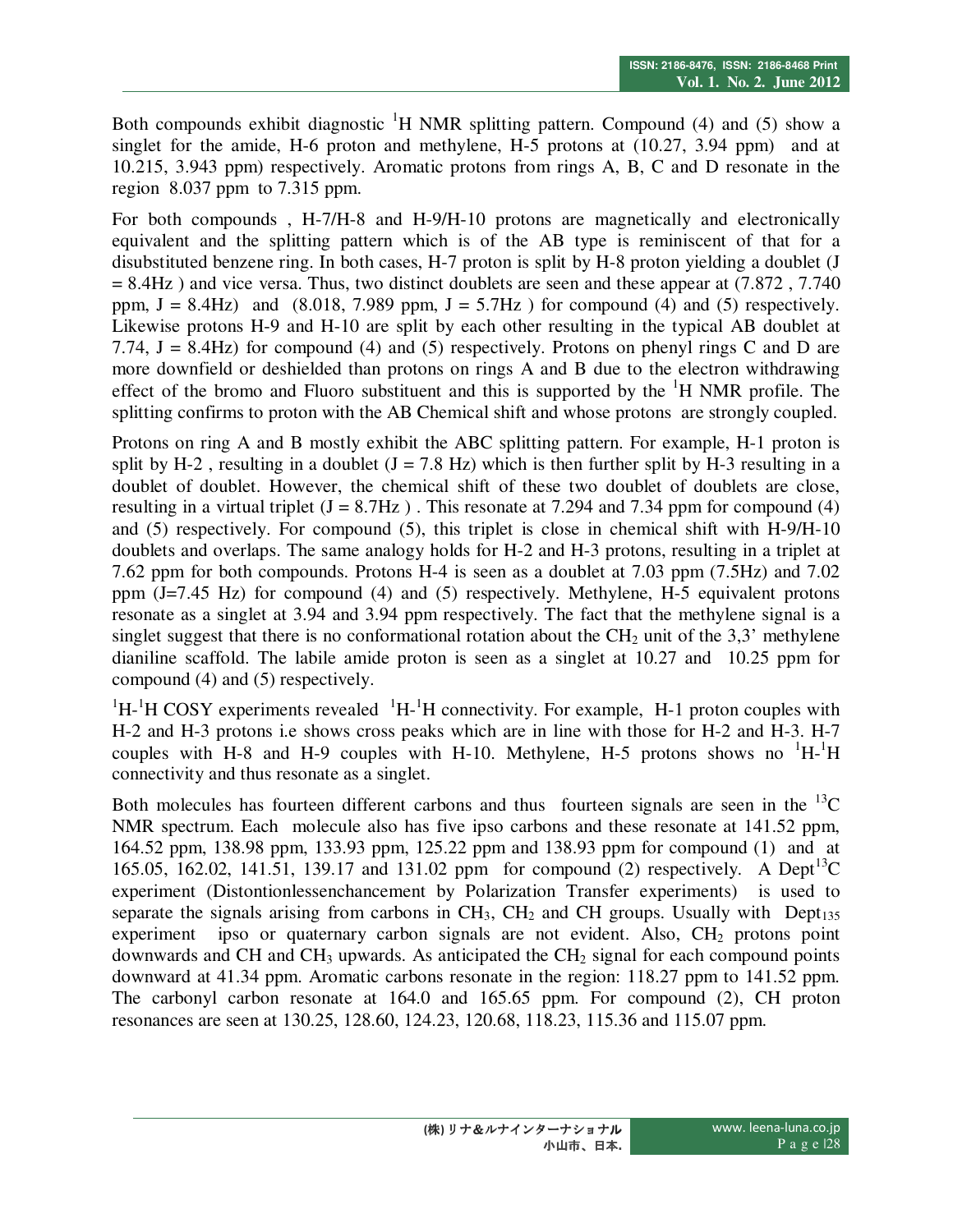Both compounds exhibit diagnostic $^1$H NMR splitting pattern. Compound (4) and (5) show a singlet for the amide, H-6 proton and methylene, H-5 protons at (10.27, 3.94 ppm) and at 10.215, 3.943 ppm) respectively. Aromatic protons from rings A, B, C and D resonate in the region 8.037 ppm to 7.315 ppm.

For both compounds , H-7/H-8 and H-9/H-10 protons are magnetically and electronically equivalent and the splitting pattern which is of the AB type is reminiscent of that for a disubstituted benzene ring. In both cases, H-7 proton is split by H-8 proton yielding a doublet (J = 8.4Hz ) and vice versa. Thus, two distinct doublets are seen and these appear at (7.872 , 7.740 ppm, J = 8.4Hz) and (8.018, 7.989 ppm, J = 5.7Hz ) for compound (4) and (5) respectively. Likewise protons H-9 and H-10 are split by each other resulting in the typical AB doublet at 7.74, J = 8.4Hz) for compound (4) and (5) respectively. Protons on phenyl rings C and D are more downfield or deshielded than protons on rings A and B due to the electron withdrawing effect of the bromo and Fluoro substituent and this is supported by the $^1$H NMR profile. The splitting confirms to proton with the AB Chemical shift and whose protons are strongly coupled.

Protons on ring A and B mostly exhibit the ABC splitting pattern. For example, H-1 proton is split by H-2 , resulting in a doublet (J = 7.8 Hz) which is then further split by H-3 resulting in a doublet of doublet. However, the chemical shift of these two doublet of doublets are close, resulting in a virtual triplet (J = 8.7Hz ) . This resonate at 7.294 and 7.34 ppm for compound (4) and (5) respectively. For compound (5), this triplet is close in chemical shift with H-9/H-10 doublets and overlaps. The same analogy holds for H-2 and H-3 protons, resulting in a triplet at 7.62 ppm for both compounds. Protons H-4 is seen as a doublet at 7.03 ppm (7.5Hz) and 7.02 ppm (J=7.45 Hz) for compound (4) and (5) respectively. Methylene, H-5 equivalent protons resonate as a singlet at 3.94 and 3.94 ppm respectively. The fact that the methylene signal is a singlet suggest that there is no conformational rotation about the $CH_2$ unit of the 3,3' methylene dianiline scaffold. The labile amide proton is seen as a singlet at 10.27 and 10.25 ppm for compound (4) and (5) respectively.

$^1$H-$^1$H COSY experiments revealed $^1$H-$^1$H connectivity. For example, H-1 proton couples with H-2 and H-3 protons i.e shows cross peaks which are in line with those for H-2 and H-3. H-7 couples with H-8 and H-9 couples with H-10. Methylene, H-5 protons shows no $^1$H-$^1$H connectivity and thus resonate as a singlet.

Both molecules has fourteen different carbons and thus fourteen signals are seen in the $^{13}$C NMR spectrum. Each molecule also has five ipso carbons and these resonate at 141.52 ppm, 164.52 ppm, 138.98 ppm, 133.93 ppm, 125.22 ppm and 138.93 ppm for compound (1) and at 165.05, 162.02, 141.51, 139.17 and 131.02 ppm for compound (2) respectively. A Dept$^{13}$C experiment (Distontionlessenchancement by Polarization Transfer experiments) is used to separate the signals arising from carbons in $CH_3$, $CH_2$ and CH groups. Usually with $Dept_{135}$ experiment ipso or quaternary carbon signals are not evident. Also, $CH_2$ protons point downwards and CH and $CH_3$ upwards. As anticipated the $CH_2$ signal for each compound points downward at 41.34 ppm. Aromatic carbons resonate in the region: 118.27 ppm to 141.52 ppm. The carbonyl carbon resonate at 164.0 and 165.65 ppm. For compound (2), CH proton resonances are seen at 130.25, 128.60, 124.23, 120.68, 118.23, 115.36 and 115.07 ppm.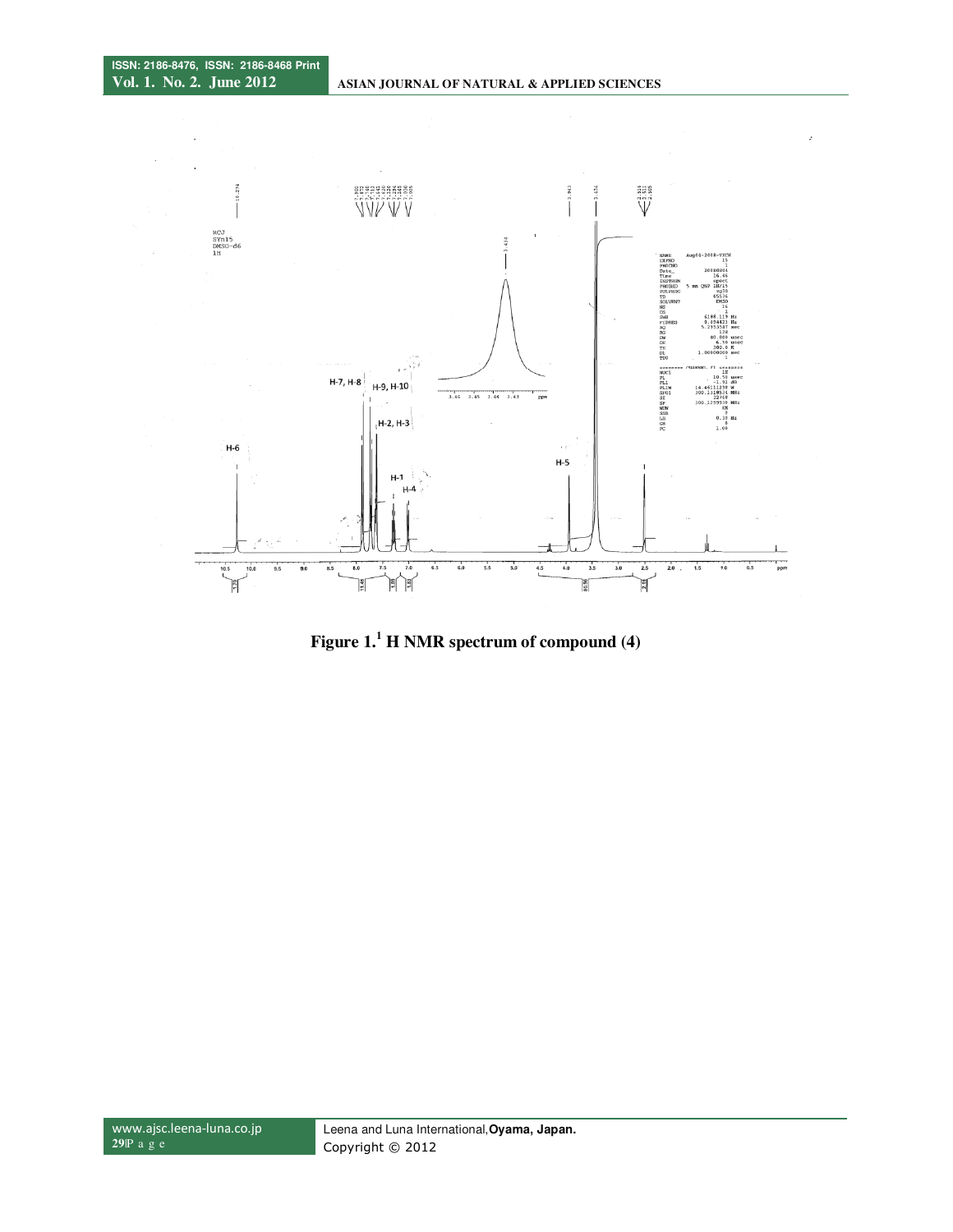Figure 1.[1] H NMR spectrum of compound (4)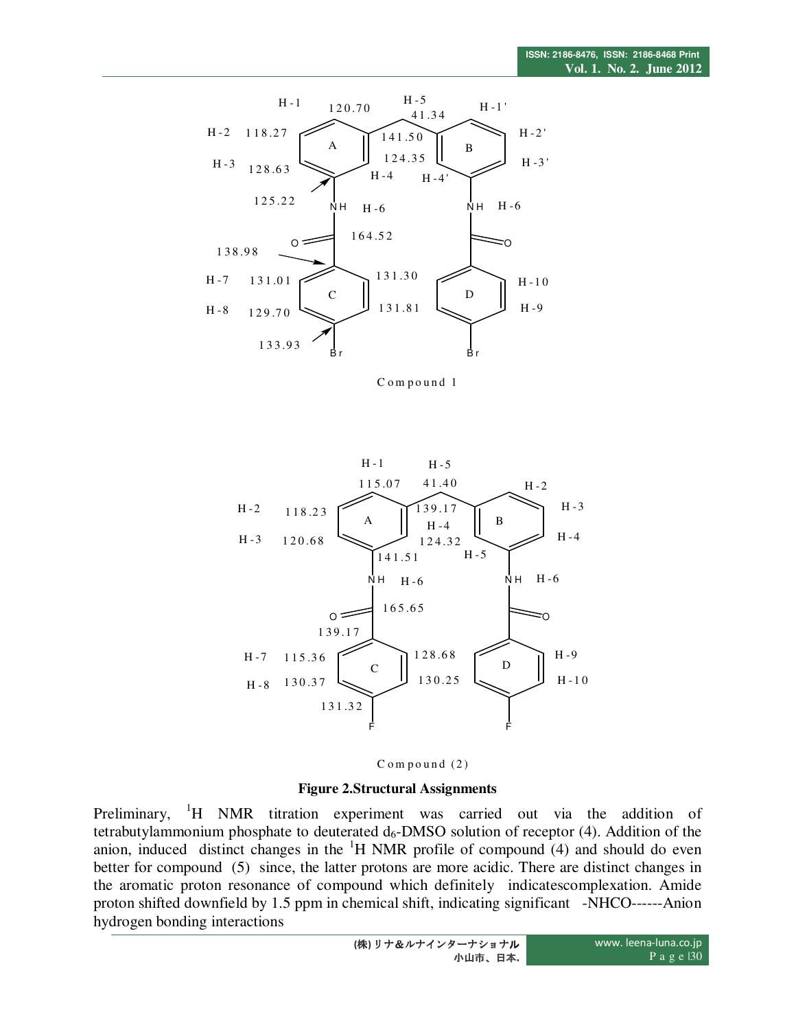Compound 1

Compound (2)

**Figure 2.Structural Assignments**

Preliminary, $^{1}$H NMR titration experiment was carried out via the addition of tetrabutylammonium phosphate to deuterated $d_6$-DMSO solution of receptor (4). Addition of the anion, induced distinct changes in the $^{1}$H NMR profile of compound (4) and should do even better for compound (5) since, the latter protons are more acidic. There are distinct changes in the aromatic proton resonance of compound which definitely indicatescomplexation. Amide proton shifted downfield by 1.5 ppm in chemical shift, indicating significant -NHCO------Anion hydrogen bonding interactions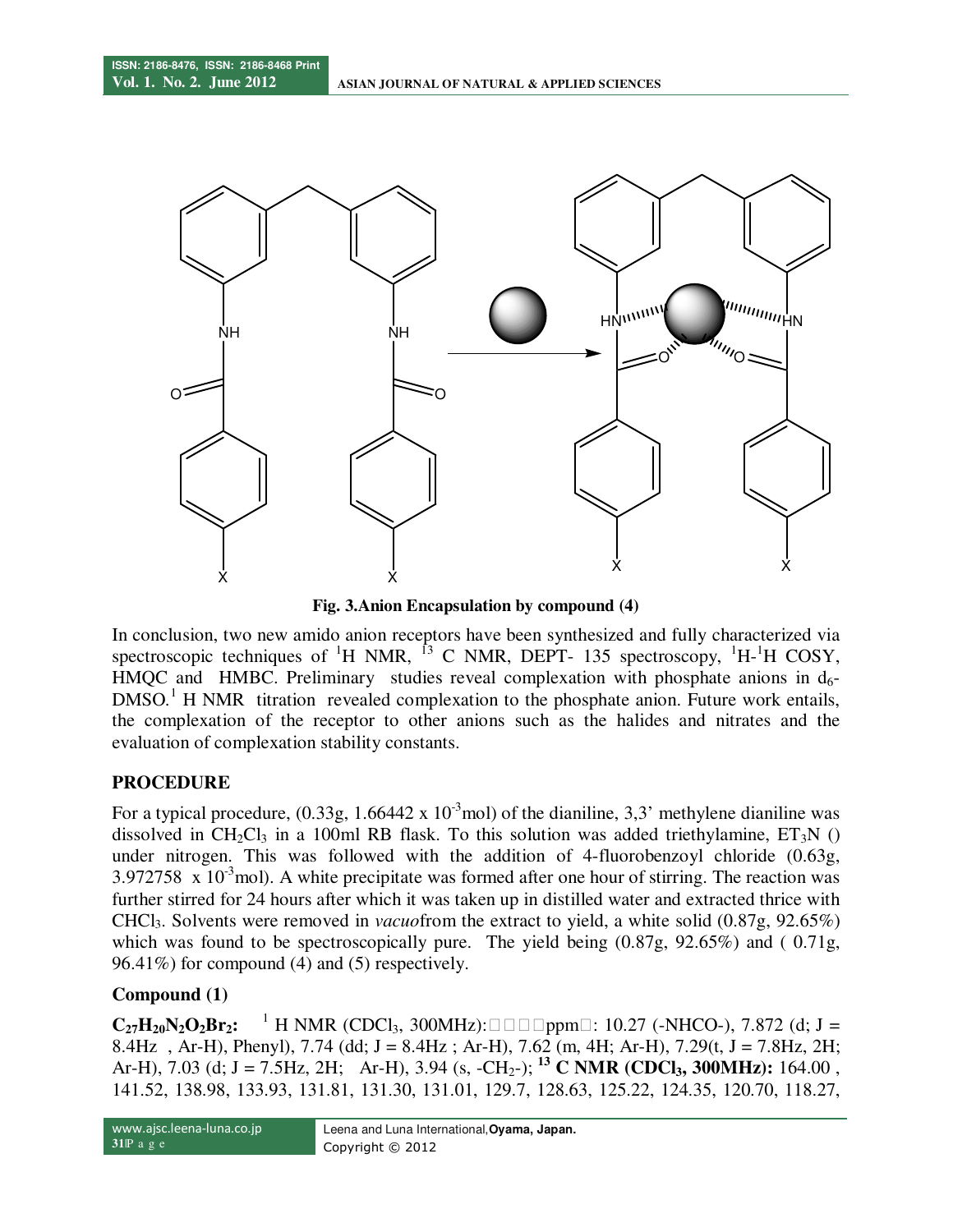Fig. 3.Anion Encapsulation by compound (4)

In conclusion, two new amido anion receptors have been synthesized and fully characterized via spectroscopic techniques of $^1$H NMR, $^{13}$ C NMR, DEPT- 135 spectroscopy, $^1$H-$^1$H COSY, HMQC and HMBC. Preliminary studies reveal complexation with phosphate anions in $d_6$-DMSO.$^1$ H NMR titration revealed complexation to the phosphate anion. Future work entails, the complexation of the receptor to other anions such as the halides and nitrates and the evaluation of complexation stability constants.

## PROCEDURE

For a typical procedure, (0.33g, $1.66442 \times 10^{-3}$mol) of the dianiline, 3,3' methylene dianiline was dissolved in $CH_2Cl_3$ in a 100ml RB flask. To this solution was added triethylamine, $ET_3N$ () under nitrogen. This was followed with the addition of 4-fluorobenzoyl chloride (0.63g, $3.972758 \times 10^{-3}$mol). A white precipitate was formed after one hour of stirring. The reaction was further stirred for 24 hours after which it was taken up in distilled water and extracted thrice with $CHCl_3$. Solvents were removed in *vacuo*from the extract to yield, a white solid (0.87g, 92.65%) which was found to be spectroscopically pure. The yield being (0.87g, 92.65%) and ( 0.71g, 96.41%) for compound (4) and (5) respectively.

### Compound (1)

**$C_{27}H_{20}N_2O_2Br_2$:** $^1$ H NMR ($CDCl_3$, 300MHz):□□□□ppm□: 10.27 (-NHCO-), 7.872 (d; J = 8.4Hz , Ar-H), Phenyl), 7.74 (dd; J = 8.4Hz ; Ar-H), 7.62 (m, 4H; Ar-H), 7.29(t, J = 7.8Hz, 2H; Ar-H), 7.03 (d; J = 7.5Hz, 2H; Ar-H), 3.94 (s, $-CH_2-$); **$^{13}$ C NMR ($CDCl_3$, 300MHz):** 164.00 , 141.52, 138.98, 133.93, 131.81, 131.30, 131.01, 129.7, 128.63, 125.22, 124.35, 120.70, 118.27,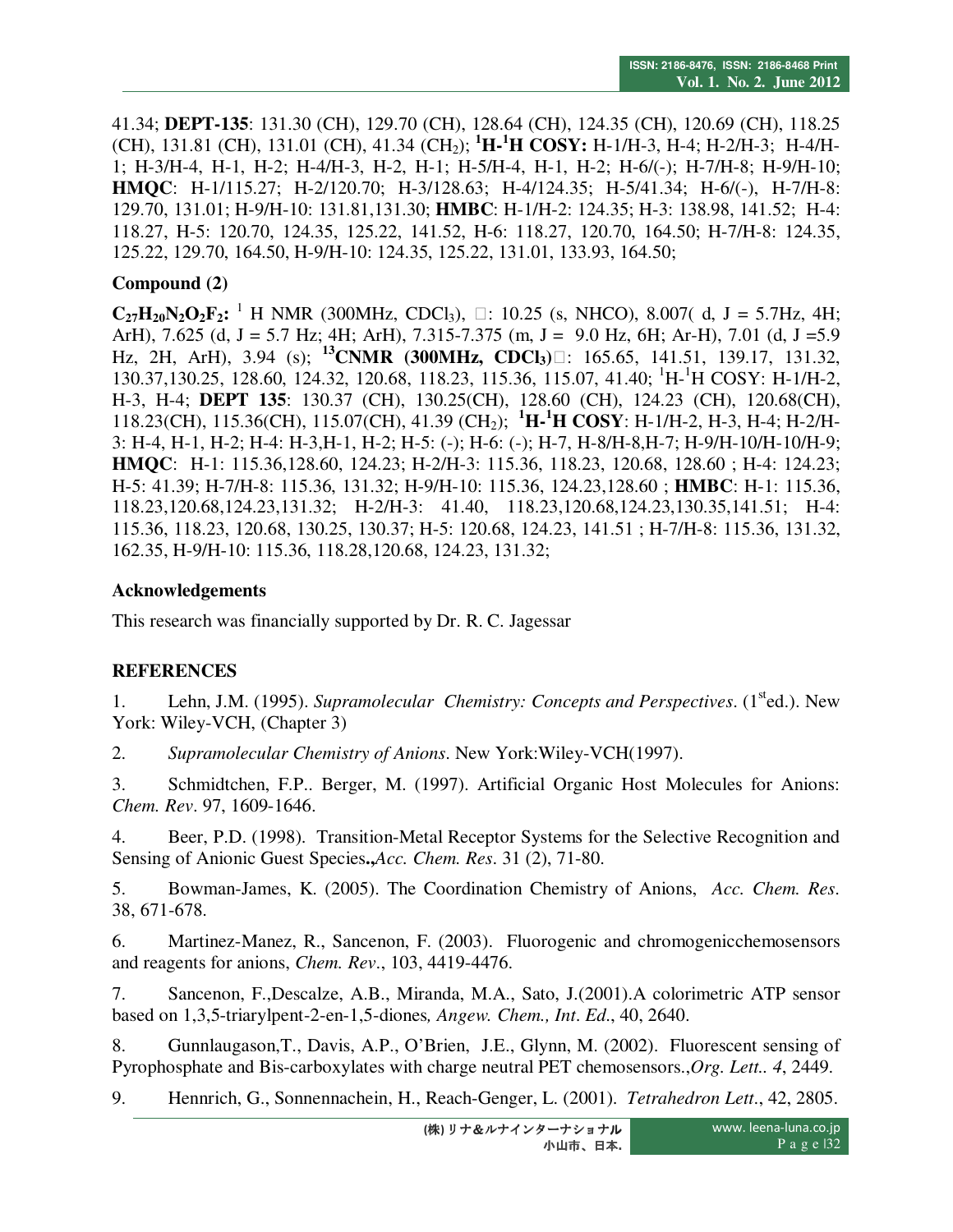41.34; **DEPT-135**: 131.30 (CH), 129.70 (CH), 128.64 (CH), 124.35 (CH), 120.69 (CH), 118.25 (CH), 131.81 (CH), 131.01 (CH), 41.34 ($CH_2$); **$^1$H-$^1$H COSY:** H-1/H-3, H-4; H-2/H-3; H-4/H-1; H-3/H-4, H-1, H-2; H-4/H-3, H-2, H-1; H-5/H-4, H-1, H-2; H-6/(-); H-7/H-8; H-9/H-10; **HMQC**: H-1/115.27; H-2/120.70; H-3/128.63; H-4/124.35; H-5/41.34; H-6/(-), H-7/H-8: 129.70, 131.01; H-9/H-10: 131.81,131.30; **HMBC**: H-1/H-2: 124.35; H-3: 138.98, 141.52; H-4: 118.27, H-5: 120.70, 124.35, 125.22, 141.52, H-6: 118.27, 120.70, 164.50; H-7/H-8: 124.35, 125.22, 129.70, 164.50, H-9/H-10: 124.35, 125.22, 131.01, 133.93, 164.50;

### Compound (2)

**$C_{27}H_{20}N_2O_2F_2$:** $^1$H NMR (300MHz, $CDCl_3$), □: 10.25 (s, NHCO), 8.007( d, J = 5.7Hz, 4H; ArH), 7.625 (d, J = 5.7 Hz; 4H; ArH), 7.315-7.375 (m, J = 9.0 Hz, 6H; Ar-H), 7.01 (d, J =5.9 Hz, 2H, ArH), 3.94 (s); **$^{13}$CNMR (300MHz, $CDCl_3$)**□: 165.65, 141.51, 139.17, 131.32, 130.37,130.25, 128.60, 124.32, 120.68, 118.23, 115.36, 115.07, 41.40; $^1$H-$^1$H COSY: H-1/H-2, H-3, H-4; **DEPT 135**: 130.37 (CH), 130.25(CH), 128.60 (CH), 124.23 (CH), 120.68(CH), 118.23(CH), 115.36(CH), 115.07(CH), 41.39 ($CH_2$); **$^1$H-$^1$H COSY**: H-1/H-2, H-3, H-4; H-2/H-3: H-4, H-1, H-2; H-4: H-3,H-1, H-2; H-5: (-); H-6: (-); H-7, H-8/H-8,H-7; H-9/H-10/H-10/H-9; **HMQC**: H-1: 115.36,128.60, 124.23; H-2/H-3: 115.36, 118.23, 120.68, 128.60 ; H-4: 124.23; H-5: 41.39; H-7/H-8: 115.36, 131.32; H-9/H-10: 115.36, 124.23,128.60 ; **HMBC**: H-1: 115.36, 118.23,120.68,124.23,131.32; H-2/H-3: 41.40, 118.23,120.68,124.23,130.35,141.51; H-4: 115.36, 118.23, 120.68, 130.25, 130.37; H-5: 120.68, 124.23, 141.51 ; H-7/H-8: 115.36, 131.32, 162.35, H-9/H-10: 115.36, 118.28,120.68, 124.23, 131.32;

### Acknowledgements

This research was financially supported by Dr. R. C. Jagessar

### REFERENCES

1. Lehn, J.M. (1995). *Supramolecular Chemistry: Concepts and Perspectives*. (1st ed.). New York: Wiley-VCH, (Chapter 3)

2. *Supramolecular Chemistry of Anions*. New York:Wiley-VCH(1997).

3. Schmidtchen, F.P.. Berger, M. (1997). Artificial Organic Host Molecules for Anions: *Chem. Rev*. 97, 1609-1646.

4. Beer, P.D. (1998). Transition-Metal Receptor Systems for the Selective Recognition and Sensing of Anionic Guest Species**.,** *Acc. Chem. Res*. 31 (2), 71-80.

5. Bowman-James, K. (2005). The Coordination Chemistry of Anions, *Acc. Chem. Res*. 38, 671-678.

6. Martinez-Manez, R., Sancenon, F. (2003). Fluorogenic and chromogenicchemosensors and reagents for anions, *Chem. Rev*., 103, 4419-4476.

7. Sancenon, F.,Descalze, A.B., Miranda, M.A., Sato, J.(2001).A colorimetric ATP sensor based on 1,3,5-triarylpent-2-en-1,5-diones*, Angew. Chem., Int. Ed*., 40, 2640.

8. Gunnlaugason,T., Davis, A.P., O'Brien, J.E., Glynn, M. (2002). Fluorescent sensing of Pyrophosphate and Bis-carboxylates with charge neutral PET chemosensors.,*Org. Lett.. 4*, 2449.

9. Hennrich, G., Sonnennachein, H., Reach-Genger, L. (2001). *Tetrahedron Lett*., 42, 2805.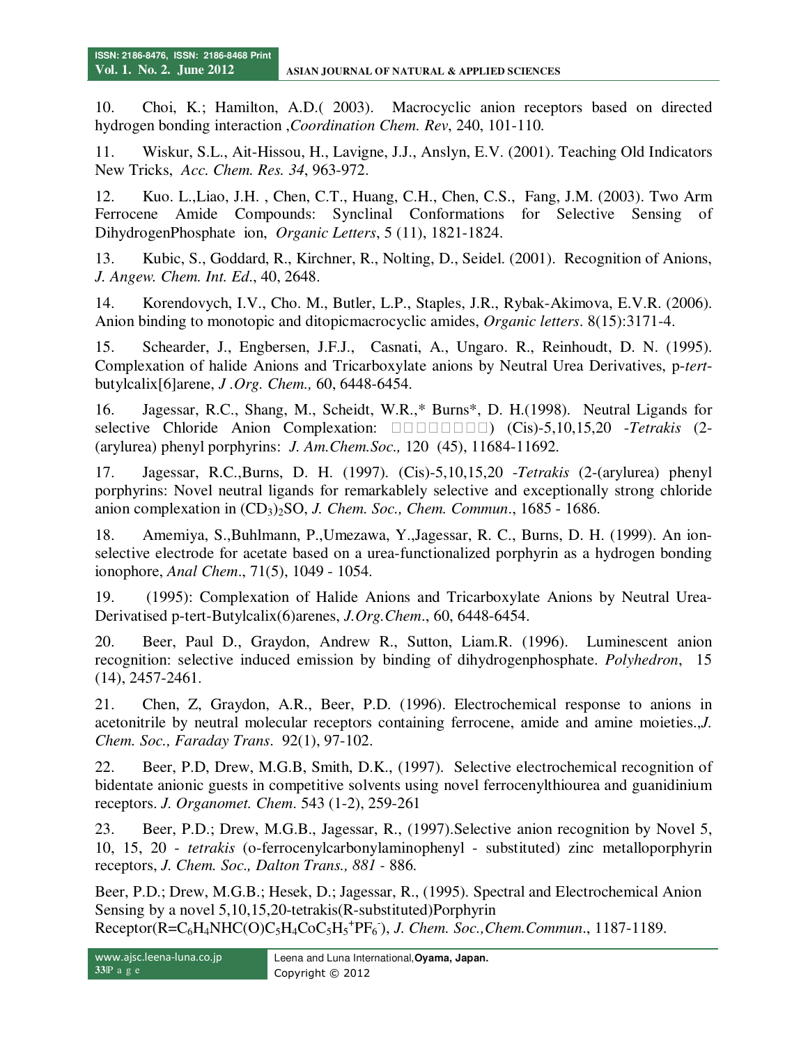10. Choi, K.; Hamilton, A.D.( 2003). Macrocyclic anion receptors based on directed hydrogen bonding interaction ,*Coordination Chem. Rev*, 240, 101-110.

11. Wiskur, S.L., Ait-Hissou, H., Lavigne, J.J., Anslyn, E.V. (2001). Teaching Old Indicators New Tricks, *Acc. Chem. Res. 34*, 963-972.

12. Kuo. L.,Liao, J.H. , Chen, C.T., Huang, C.H., Chen, C.S., Fang, J.M. (2003). Two Arm Ferrocene Amide Compounds: Synclinal Conformations for Selective Sensing of DihydrogenPhosphate ion, *Organic Letters*, 5 (11), 1821-1824.

13. Kubic, S., Goddard, R., Kirchner, R., Nolting, D., Seidel. (2001). Recognition of Anions, *J. Angew. Chem. Int. Ed*., 40, 2648.

14. Korendovych, I.V., Cho. M., Butler, L.P., Staples, J.R., Rybak-Akimova, E.V.R. (2006). Anion binding to monotopic and ditopicmacrocyclic amides, *Organic letters*. 8(15):3171-4.

15. Schearder, J., Engbersen, J.F.J., Casnati, A., Ungaro. R., Reinhoudt, D. N. (1995). Complexation of halide Anions and Tricarboxylate anions by Neutral Urea Derivatives, p-*tert*-butylcalix[6]arene, *J .Org. Chem.,* 60, 6448-6454.

16. Jagessar, R.C., Shang, M., Scheidt, W.R.,* Burns*, D. H.(1998). Neutral Ligands for selective Chloride Anion Complexation: □□□□□□□□) (Cis)-5,10,15,20 -*Tetrakis* (2-(arylurea) phenyl porphyrins: *J. Am.Chem.Soc.,* 120 (45), 11684-11692.

17. Jagessar, R.C.,Burns, D. H. (1997). (Cis)-5,10,15,20 -*Tetrakis* (2-(arylurea) phenyl porphyrins: Novel neutral ligands for remarkablely selective and exceptionally strong chloride anion complexation in $(CD_3)_2SO$, *J. Chem. Soc., Chem. Commun*., 1685 - 1686.

18. Amemiya, S.,Buhlmann, P.,Umezawa, Y.,Jagessar, R. C., Burns, D. H. (1999). An ion-selective electrode for acetate based on a urea-functionalized porphyrin as a hydrogen bonding ionophore, *Anal Chem*., 71(5), 1049 - 1054.

19. (1995): Complexation of Halide Anions and Tricarboxylate Anions by Neutral Urea-Derivatised p-tert-Butylcalix(6)arenes, *J.Org.Chem*., 60, 6448-6454.

20. Beer, Paul D., Graydon, Andrew R., Sutton, Liam.R. (1996). Luminescent anion recognition: selective induced emission by binding of dihydrogenphosphate. *Polyhedron*, 15 (14), 2457-2461.

21. Chen, Z, Graydon, A.R., Beer, P.D. (1996). Electrochemical response to anions in acetonitrile by neutral molecular receptors containing ferrocene, amide and amine moieties.,*J. Chem. Soc., Faraday Trans*. 92(1), 97-102.

22. Beer, P.D, Drew, M.G.B, Smith, D.K., (1997). Selective electrochemical recognition of bidentate anionic guests in competitive solvents using novel ferrocenylthiourea and guanidinium receptors. *J. Organomet. Chem*. 543 (1-2), 259-261

23. Beer, P.D.; Drew, M.G.B., Jagessar, R., (1997).Selective anion recognition by Novel 5, 10, 15, 20 - *tetrakis* (o-ferrocenylcarbonylaminophenyl - substituted) zinc metalloporphyrin receptors, *J. Chem. Soc., Dalton Trans., 881* - 886.

Beer, P.D.; Drew, M.G.B.; Hesek, D.; Jagessar, R., (1995). Spectral and Electrochemical Anion Sensing by a novel 5,10,15,20-tetrakis(R-substituted)Porphyrin Receptor($R=C_6H_4NHC(O)C_5H_4CoC_5H_5^+PF_6^-$), *J. Chem. Soc.,Chem.Commun*., 1187-1189.